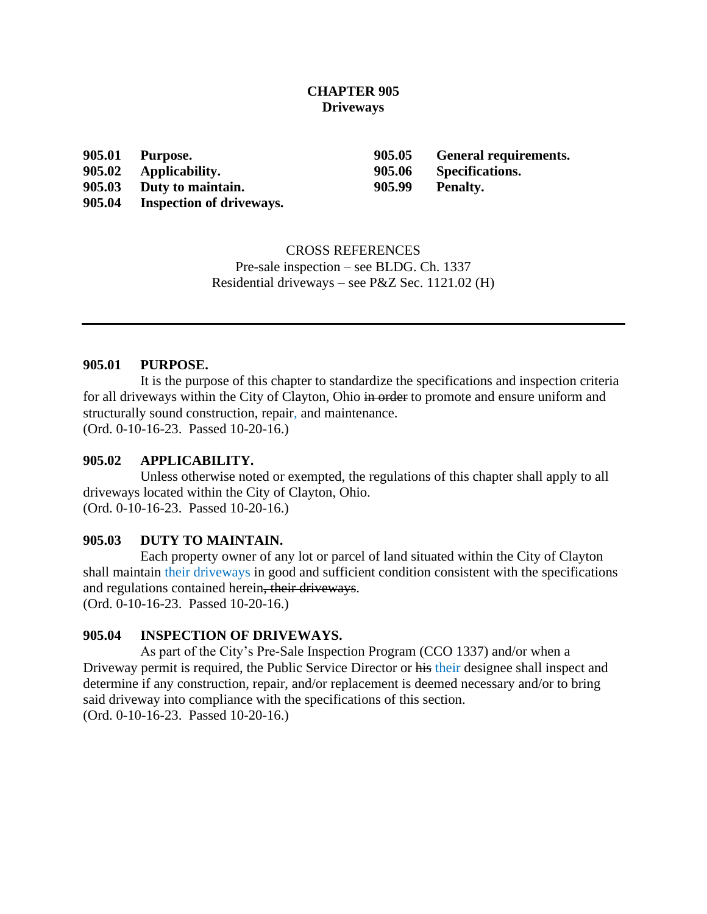# CHAPTER 905
## Driveways

**905.01 Purpose.**
**905.02 Applicability.**
**905.03 Duty to maintain.**
**905.04 Inspection of driveways.**
**905.05 General requirements.**
**905.06 Specifications.**
**905.99 Penalty.**

CROSS REFERENCES
Pre-sale inspection – see BLDG. Ch. 1337
Residential driveways – see P&Z Sec. 1121.02 (H)

---

### 905.01 PURPOSE.

It is the purpose of this chapter to standardize the specifications and inspection criteria for all driveways within the City of Clayton, Ohio ~~in order~~ to promote and ensure uniform and structurally sound construction, repair, and maintenance.
(Ord. 0-10-16-23. Passed 10-20-16.)

### 905.02 APPLICABILITY.

Unless otherwise noted or exempted, the regulations of this chapter shall apply to all driveways located within the City of Clayton, Ohio.
(Ord. 0-10-16-23. Passed 10-20-16.)

### 905.03 DUTY TO MAINTAIN.

Each property owner of any lot or parcel of land situated within the City of Clayton shall maintain their driveways in good and sufficient condition consistent with the specifications and regulations contained herein~~, their driveways~~.
(Ord. 0-10-16-23. Passed 10-20-16.)

### 905.04 INSPECTION OF DRIVEWAYS.

As part of the City's Pre-Sale Inspection Program (CCO 1337) and/or when a Driveway permit is required, the Public Service Director or ~~his~~ their designee shall inspect and determine if any construction, repair, and/or replacement is deemed necessary and/or to bring said driveway into compliance with the specifications of this section.
(Ord. 0-10-16-23. Passed 10-20-16.)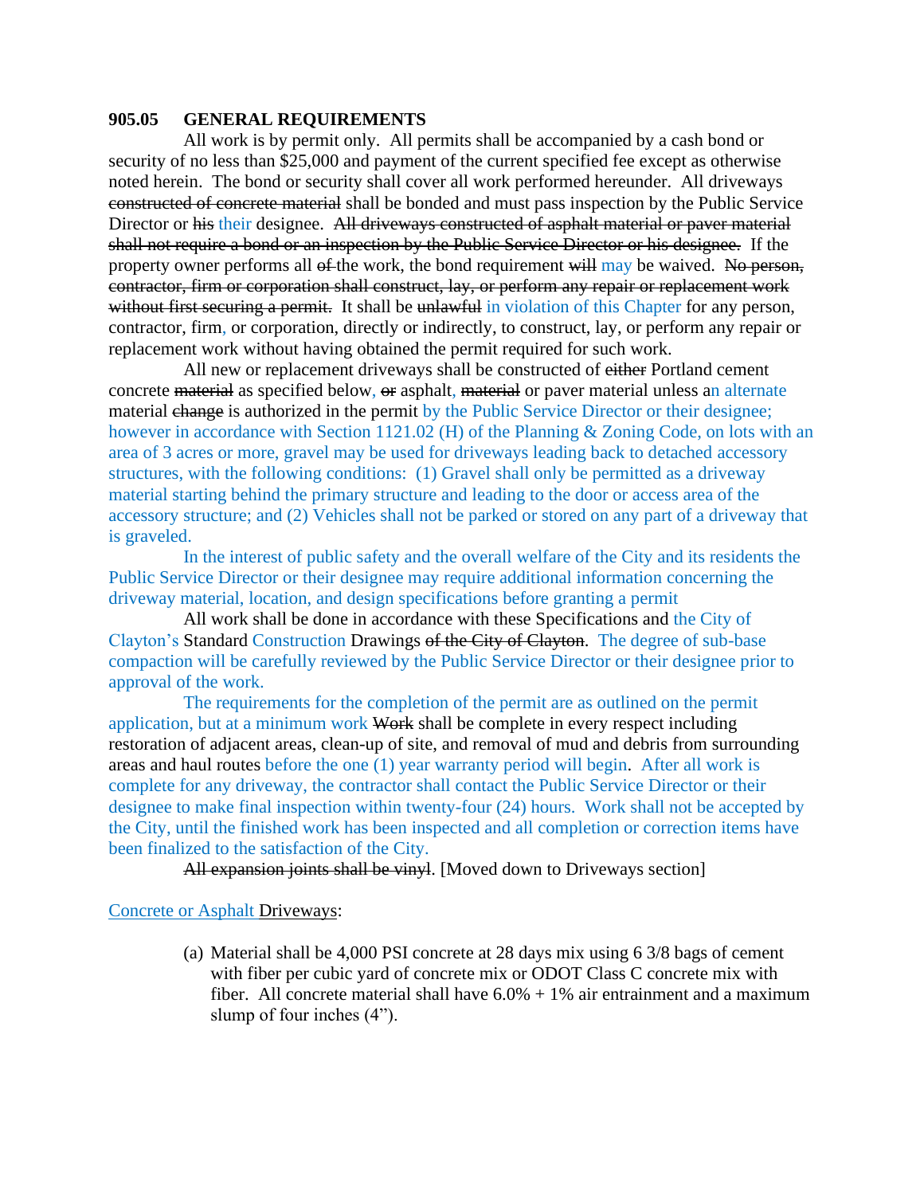**905.05 GENERAL REQUIREMENTS**

All work is by permit only. All permits shall be accompanied by a cash bond or security of no less than $25,000 and payment of the current specified fee except as otherwise noted herein. The bond or security shall cover all work performed hereunder. All driveways ~~constructed of concrete material~~ shall be bonded and must pass inspection by the Public Service Director or ~~his~~ their designee. ~~All driveways constructed of asphalt material or paver material shall not require a bond or an inspection by the Public Service Director or his designee.~~ If the property owner performs all ~~of~~ the work, the bond requirement ~~will~~ may be waived. ~~No person, contractor, firm or corporation shall construct, lay, or perform any repair or replacement work without first securing a permit.~~ It shall be ~~unlawful~~ in violation of this Chapter for any person, contractor, firm, or corporation, directly or indirectly, to construct, lay, or perform any repair or replacement work without having obtained the permit required for such work.

All new or replacement driveways shall be constructed of ~~either~~ Portland cement concrete ~~material~~ as specified below, ~~or~~ asphalt, ~~material~~ or paver material unless an alternate material ~~change~~ is authorized in the permit by the Public Service Director or their designee; however in accordance with Section 1121.02 (H) of the Planning & Zoning Code, on lots with an area of 3 acres or more, gravel may be used for driveways leading back to detached accessory structures, with the following conditions: (1) Gravel shall only be permitted as a driveway material starting behind the primary structure and leading to the door or access area of the accessory structure; and (2) Vehicles shall not be parked or stored on any part of a driveway that is graveled.

In the interest of public safety and the overall welfare of the City and its residents the Public Service Director or their designee may require additional information concerning the driveway material, location, and design specifications before granting a permit

All work shall be done in accordance with these Specifications and the City of Clayton's Standard Construction Drawings ~~of the City of Clayton~~. The degree of sub-base compaction will be carefully reviewed by the Public Service Director or their designee prior to approval of the work.

The requirements for the completion of the permit are as outlined on the permit application, but at a minimum work ~~Work~~ shall be complete in every respect including restoration of adjacent areas, clean-up of site, and removal of mud and debris from surrounding areas and haul routes before the one (1) year warranty period will begin. After all work is complete for any driveway, the contractor shall contact the Public Service Director or their designee to make final inspection within twenty-four (24) hours. Work shall not be accepted by the City, until the finished work has been inspected and all completion or correction items have been finalized to the satisfaction of the City.

~~All expansion joints shall be vinyl~~. [Moved down to Driveways section]

Concrete or Asphalt Driveways:

(a) Material shall be 4,000 PSI concrete at 28 days mix using 6 3/8 bags of cement with fiber per cubic yard of concrete mix or ODOT Class C concrete mix with fiber. All concrete material shall have 6.0% + 1% air entrainment and a maximum slump of four inches (4").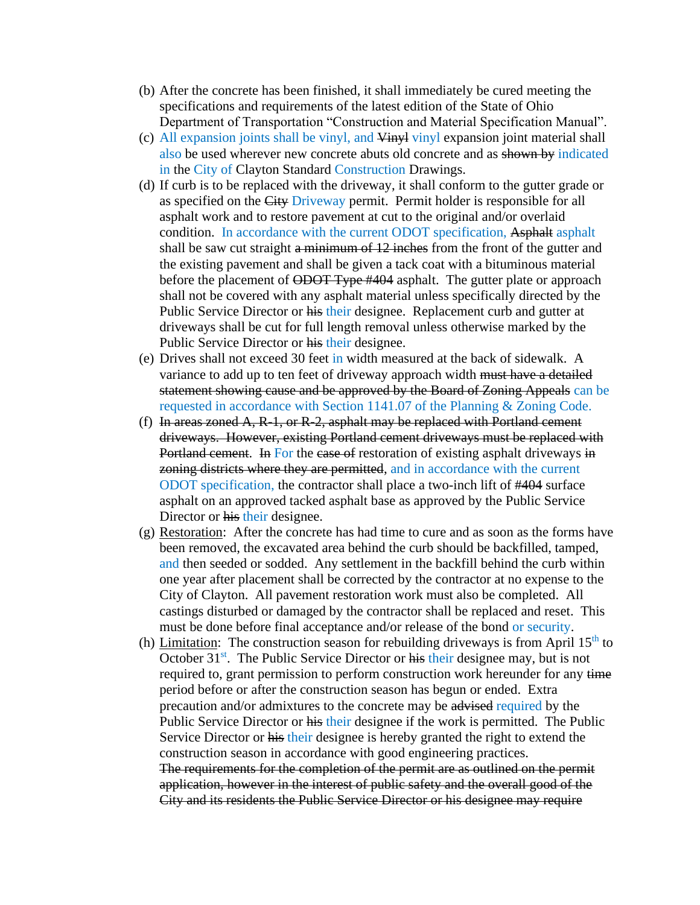(b) After the concrete has been finished, it shall immediately be cured meeting the specifications and requirements of the latest edition of the State of Ohio Department of Transportation "Construction and Material Specification Manual".

(c) All expansion joints shall be vinyl, and ~~Vinyl~~ vinyl expansion joint material shall also be used wherever new concrete abuts old concrete and as ~~shown by~~ indicated in the City of Clayton Standard Construction Drawings.

(d) If curb is to be replaced with the driveway, it shall conform to the gutter grade or as specified on the ~~City~~ Driveway permit. Permit holder is responsible for all asphalt work and to restore pavement at cut to the original and/or overlaid condition. In accordance with the current ODOT specification, ~~Asphalt~~ asphalt shall be saw cut straight ~~a minimum of 12 inches~~ from the front of the gutter and the existing pavement and shall be given a tack coat with a bituminous material before the placement of ~~ODOT Type #404~~ asphalt. The gutter plate or approach shall not be covered with any asphalt material unless specifically directed by the Public Service Director or ~~his~~ their designee. Replacement curb and gutter at driveways shall be cut for full length removal unless otherwise marked by the Public Service Director or ~~his~~ their designee.

(e) Drives shall not exceed 30 feet in width measured at the back of sidewalk. A variance to add up to ten feet of driveway approach width ~~must have a detailed statement showing cause and be approved by the Board of Zoning Appeals~~ can be requested in accordance with Section 1141.07 of the Planning & Zoning Code.

(f) ~~In areas zoned A, R-1, or R-2, asphalt may be replaced with Portland cement driveways. However, existing Portland cement driveways must be replaced with Portland cement.~~ ~~In~~ For the ~~case of~~ restoration of existing asphalt driveways ~~in zoning districts where they are permitted~~, and in accordance with the current ODOT specification, the contractor shall place a two-inch lift of ~~#404~~ surface asphalt on an approved tacked asphalt base as approved by the Public Service Director or ~~his~~ their designee.

(g) Restoration: After the concrete has had time to cure and as soon as the forms have been removed, the excavated area behind the curb should be backfilled, tamped, and then seeded or sodded. Any settlement in the backfill behind the curb within one year after placement shall be corrected by the contractor at no expense to the City of Clayton. All pavement restoration work must also be completed. All castings disturbed or damaged by the contractor shall be replaced and reset. This must be done before final acceptance and/or release of the bond or security.

(h) Limitation: The construction season for rebuilding driveways is from April 15th to October 31st. The Public Service Director or ~~his~~ their designee may, but is not required to, grant permission to perform construction work hereunder for any ~~time~~ period before or after the construction season has begun or ended. Extra precaution and/or admixtures to the concrete may be ~~advised~~ required by the Public Service Director or ~~his~~ their designee if the work is permitted. The Public Service Director or ~~his~~ their designee is hereby granted the right to extend the construction season in accordance with good engineering practices.
~~The requirements for the completion of the permit are as outlined on the permit application, however in the interest of public safety and the overall good of the City and its residents the Public Service Director or his designee may require~~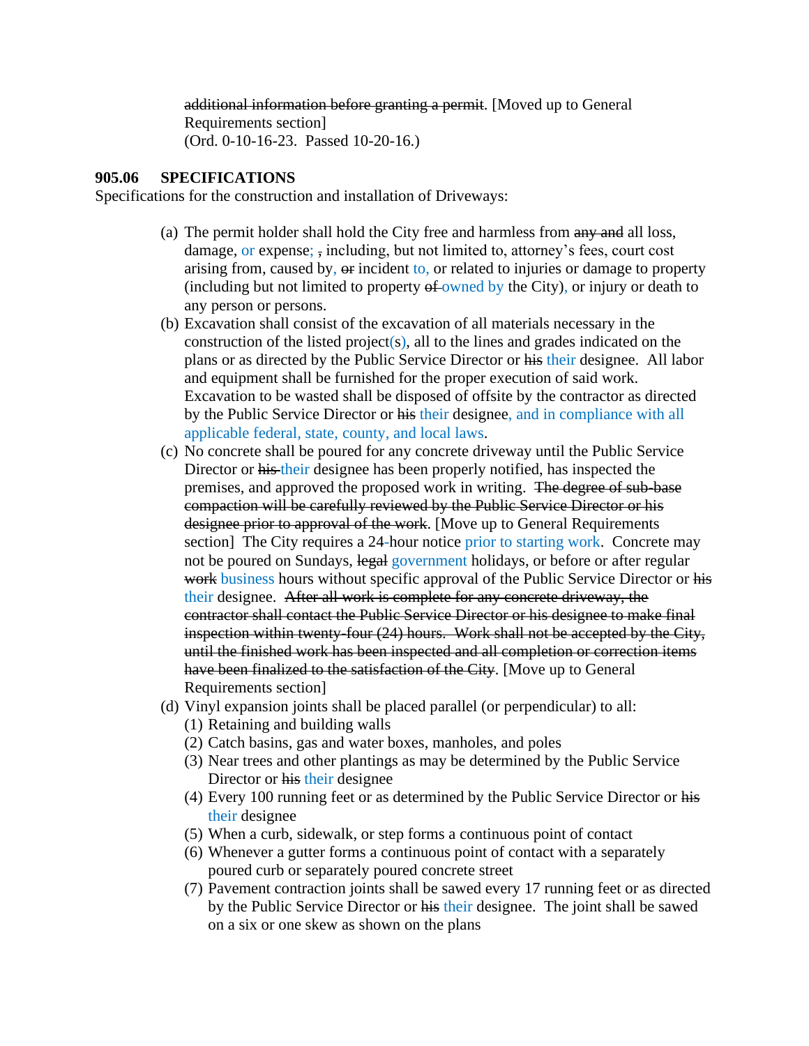~~additional information before granting a permit~~. [Moved up to General Requirements section]
(Ord. 0-10-16-23. Passed 10-20-16.)

**905.06 SPECIFICATIONS**
Specifications for the construction and installation of Driveways:

(a) The permit holder shall hold the City free and harmless from ~~any and~~ all loss, damage, or expense; ~~,~~ including, but not limited to, attorney's fees, court cost arising from, caused by, ~~or~~ incident to, or related to injuries or damage to property (including but not limited to property ~~of~~ owned by the City), or injury or death to any person or persons.

(b) Excavation shall consist of the excavation of all materials necessary in the construction of the listed project(s), all to the lines and grades indicated on the plans or as directed by the Public Service Director or ~~his~~ their designee. All labor and equipment shall be furnished for the proper execution of said work. Excavation to be wasted shall be disposed of offsite by the contractor as directed by the Public Service Director or ~~his~~ their designee, and in compliance with all applicable federal, state, county, and local laws.

(c) No concrete shall be poured for any concrete driveway until the Public Service Director or ~~his~~ their designee has been properly notified, has inspected the premises, and approved the proposed work in writing. ~~The degree of sub-base compaction will be carefully reviewed by the Public Service Director or his designee prior to approval of the work.~~ [Move up to General Requirements section] The City requires a 24-hour notice prior to starting work. Concrete may not be poured on Sundays, ~~legal~~ government holidays, or before or after regular ~~work~~ business hours without specific approval of the Public Service Director or ~~his~~ their designee. ~~After all work is complete for any concrete driveway, the contractor shall contact the Public Service Director or his designee to make final inspection within twenty-four (24) hours. Work shall not be accepted by the City, until the finished work has been inspected and all completion or correction items have been finalized to the satisfaction of the City~~. [Move up to General Requirements section]

(d) Vinyl expansion joints shall be placed parallel (or perpendicular) to all:
  (1) Retaining and building walls
  (2) Catch basins, gas and water boxes, manholes, and poles
  (3) Near trees and other plantings as may be determined by the Public Service Director or ~~his~~ their designee
  (4) Every 100 running feet or as determined by the Public Service Director or ~~his~~ their designee
  (5) When a curb, sidewalk, or step forms a continuous point of contact
  (6) Whenever a gutter forms a continuous point of contact with a separately poured curb or separately poured concrete street
  (7) Pavement contraction joints shall be sawed every 17 running feet or as directed by the Public Service Director or ~~his~~ their designee. The joint shall be sawed on a six or one skew as shown on the plans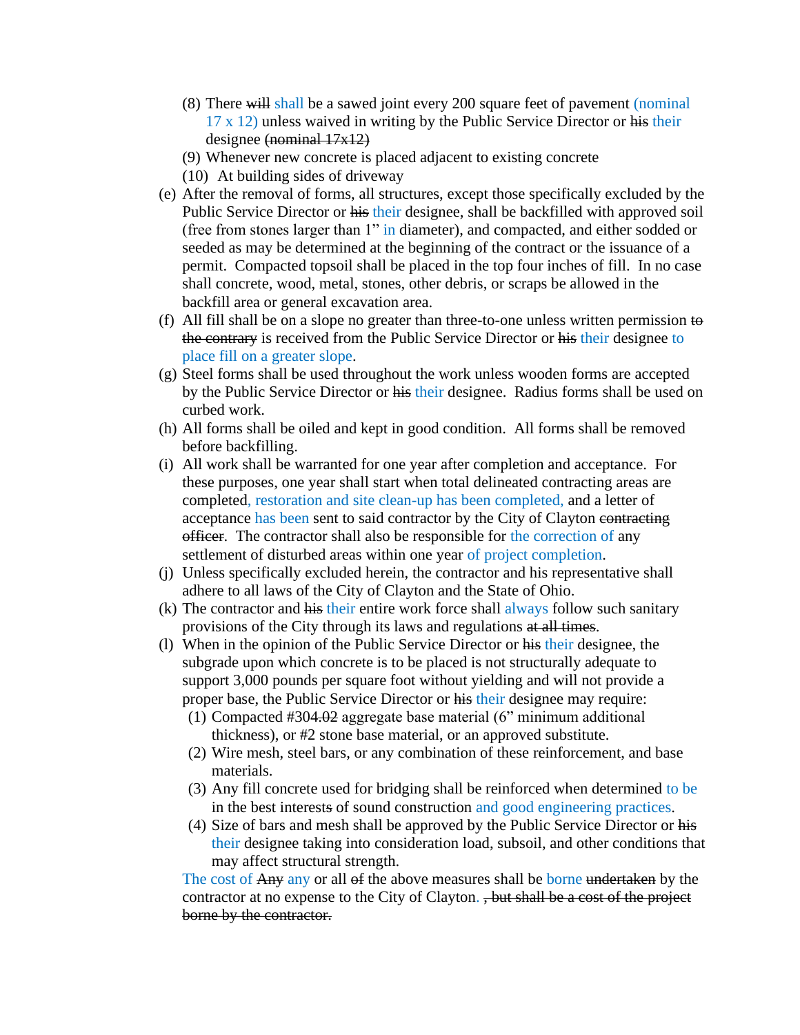(8) There ~~will~~ shall be a sawed joint every 200 square feet of pavement (nominal 17 x 12) unless waived in writing by the Public Service Director or ~~his~~ their designee ~~(nominal 17x12)~~

(9) Whenever new concrete is placed adjacent to existing concrete

(10) At building sides of driveway

(e) After the removal of forms, all structures, except those specifically excluded by the Public Service Director or ~~his~~ their designee, shall be backfilled with approved soil (free from stones larger than 1" in diameter), and compacted, and either sodded or seeded as may be determined at the beginning of the contract or the issuance of a permit. Compacted topsoil shall be placed in the top four inches of fill. In no case shall concrete, wood, metal, stones, other debris, or scraps be allowed in the backfill area or general excavation area.

(f) All fill shall be on a slope no greater than three-to-one unless written permission ~~to the contrary~~ is received from the Public Service Director or ~~his~~ their designee to place fill on a greater slope.

(g) Steel forms shall be used throughout the work unless wooden forms are accepted by the Public Service Director or ~~his~~ their designee. Radius forms shall be used on curbed work.

(h) All forms shall be oiled and kept in good condition. All forms shall be removed before backfilling.

(i) All work shall be warranted for one year after completion and acceptance. For these purposes, one year shall start when total delineated contracting areas are completed, restoration and site clean-up has been completed, and a letter of acceptance has been sent to said contractor by the City of Clayton ~~contracting officer~~. The contractor shall also be responsible for the correction of any settlement of disturbed areas within one year of project completion.

(j) Unless specifically excluded herein, the contractor and his representative shall adhere to all laws of the City of Clayton and the State of Ohio.

(k) The contractor and ~~his~~ their entire work force shall always follow such sanitary provisions of the City through its laws and regulations ~~at all times~~.

(l) When in the opinion of the Public Service Director or ~~his~~ their designee, the subgrade upon which concrete is to be placed is not structurally adequate to support 3,000 pounds per square foot without yielding and will not provide a proper base, the Public Service Director or ~~his~~ their designee may require:

(1) Compacted #304~~.02~~ aggregate base material (6" minimum additional thickness), or #2 stone base material, or an approved substitute.

(2) Wire mesh, steel bars, or any combination of these reinforcement, and base materials.

(3) Any fill concrete used for bridging shall be reinforced when determined to be in the best interest~~s~~ of sound construction and good engineering practices.

(4) Size of bars and mesh shall be approved by the Public Service Director or ~~his~~ their designee taking into consideration load, subsoil, and other conditions that may affect structural strength.

The cost of ~~Any~~ any or all ~~of~~ the above measures shall be borne ~~undertaken~~ by the contractor at no expense to the City of Clayton. ~~, but shall be a cost of the project borne by the contractor.~~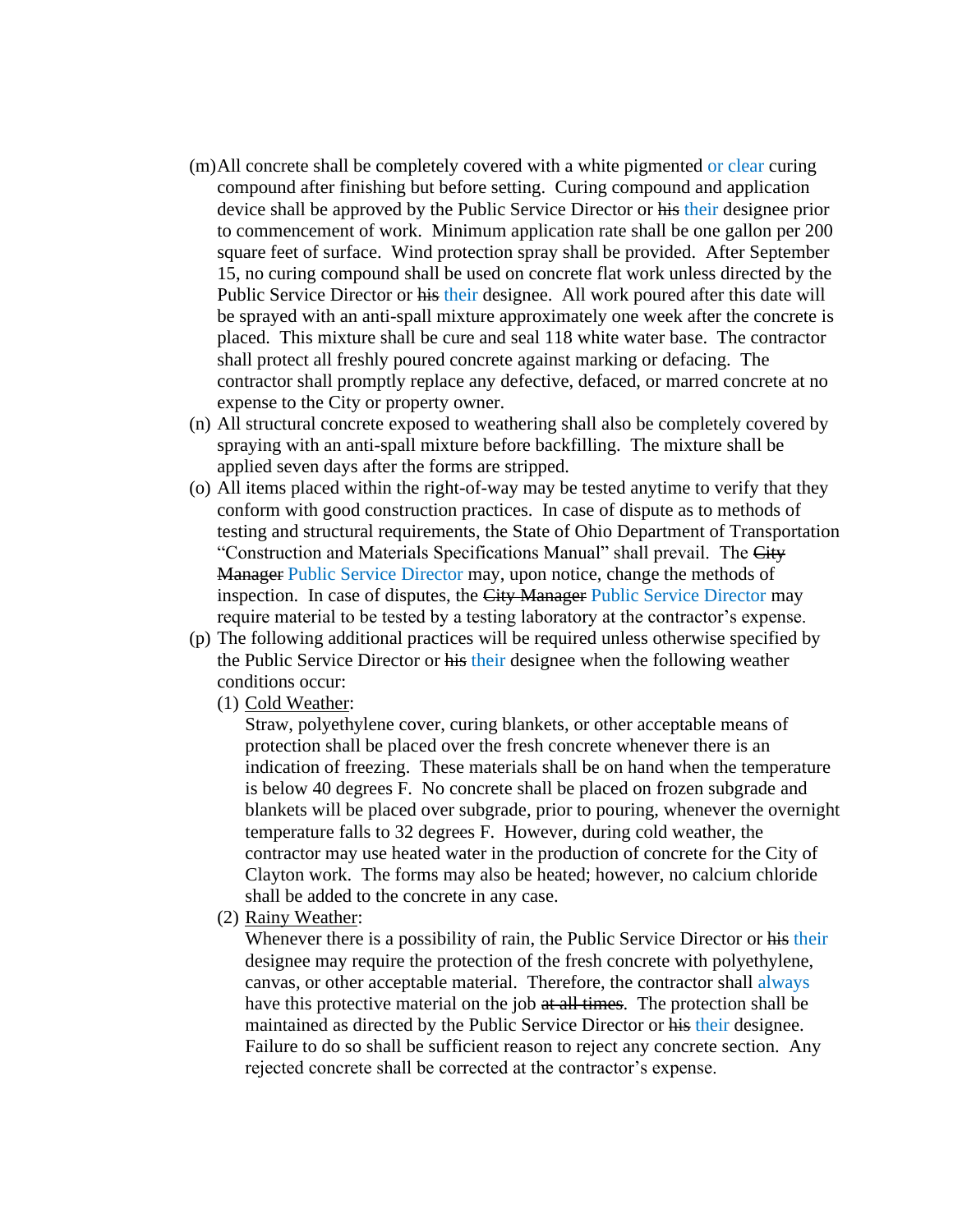(m) All concrete shall be completely covered with a white pigmented or clear curing compound after finishing but before setting. Curing compound and application device shall be approved by the Public Service Director or ~~his~~ their designee prior to commencement of work. Minimum application rate shall be one gallon per 200 square feet of surface. Wind protection spray shall be provided. After September 15, no curing compound shall be used on concrete flat work unless directed by the Public Service Director or ~~his~~ their designee. All work poured after this date will be sprayed with an anti-spall mixture approximately one week after the concrete is placed. This mixture shall be cure and seal 118 white water base. The contractor shall protect all freshly poured concrete against marking or defacing. The contractor shall promptly replace any defective, defaced, or marred concrete at no expense to the City or property owner.

(n) All structural concrete exposed to weathering shall also be completely covered by spraying with an anti-spall mixture before backfilling. The mixture shall be applied seven days after the forms are stripped.

(o) All items placed within the right-of-way may be tested anytime to verify that they conform with good construction practices. In case of dispute as to methods of testing and structural requirements, the State of Ohio Department of Transportation "Construction and Materials Specifications Manual" shall prevail. The ~~City Manager~~ Public Service Director may, upon notice, change the methods of inspection. In case of disputes, the ~~City Manager~~ Public Service Director may require material to be tested by a testing laboratory at the contractor's expense.

(p) The following additional practices will be required unless otherwise specified by the Public Service Director or ~~his~~ their designee when the following weather conditions occur:

(1) Cold Weather:
Straw, polyethylene cover, curing blankets, or other acceptable means of protection shall be placed over the fresh concrete whenever there is an indication of freezing. These materials shall be on hand when the temperature is below 40 degrees F. No concrete shall be placed on frozen subgrade and blankets will be placed over subgrade, prior to pouring, whenever the overnight temperature falls to 32 degrees F. However, during cold weather, the contractor may use heated water in the production of concrete for the City of Clayton work. The forms may also be heated; however, no calcium chloride shall be added to the concrete in any case.

(2) Rainy Weather:
Whenever there is a possibility of rain, the Public Service Director or ~~his~~ their designee may require the protection of the fresh concrete with polyethylene, canvas, or other acceptable material. Therefore, the contractor shall always have this protective material on the job ~~at all times~~. The protection shall be maintained as directed by the Public Service Director or ~~his~~ their designee. Failure to do so shall be sufficient reason to reject any concrete section. Any rejected concrete shall be corrected at the contractor's expense.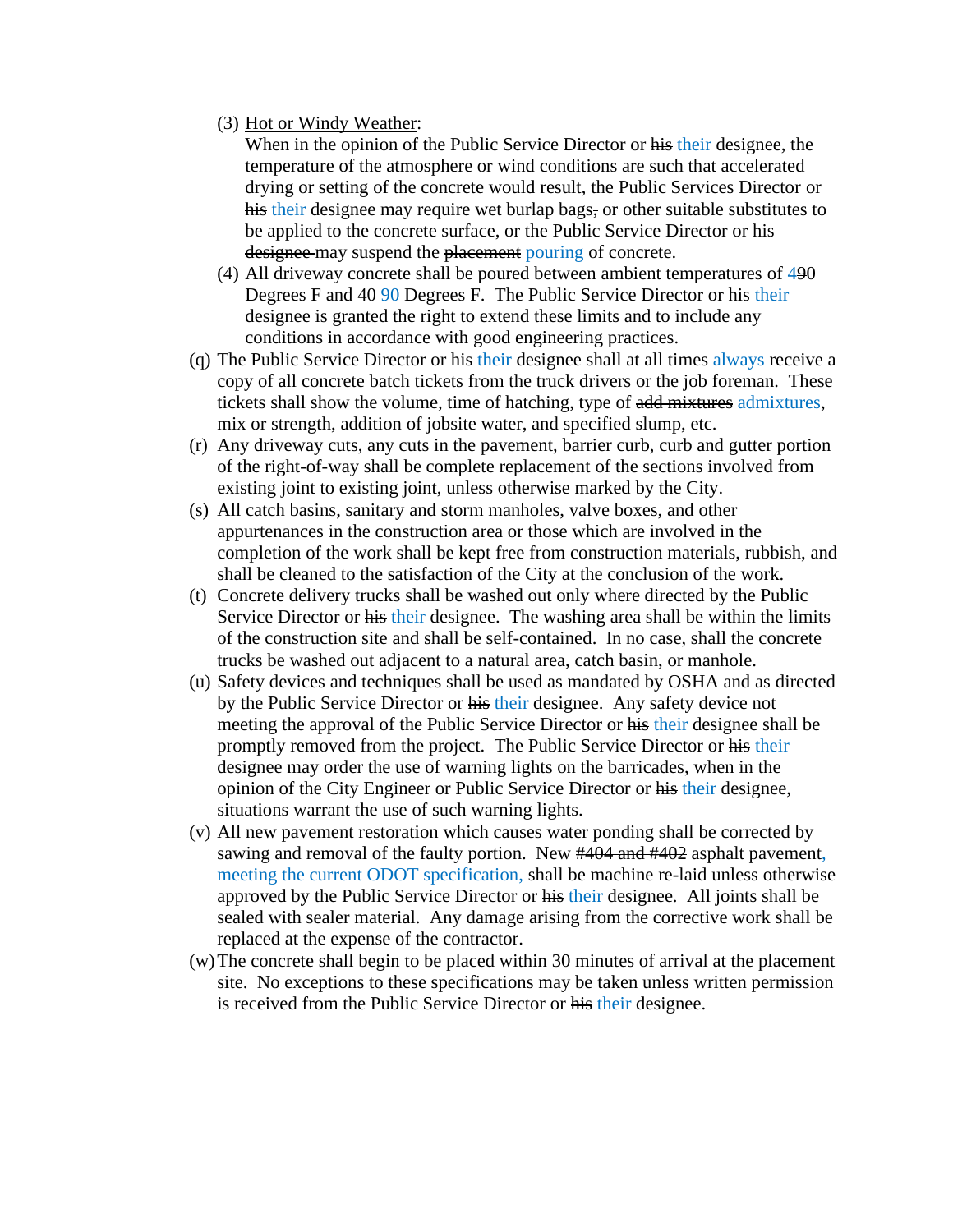(3) <u>Hot or Windy Weather</u>:
When in the opinion of the Public Service Director or ~~his~~ their designee, the temperature of the atmosphere or wind conditions are such that accelerated drying or setting of the concrete would result, the Public Services Director or ~~his~~ their designee may require wet burlap bags~~,~~ or other suitable substitutes to be applied to the concrete surface, or ~~the Public Service Director or his designee~~ may suspend the ~~placement~~ pouring of concrete.

(4) All driveway concrete shall be poured between ambient temperatures of 4~~9~~0 Degrees F and ~~40~~ 90 Degrees F. The Public Service Director or ~~his~~ their designee is granted the right to extend these limits and to include any conditions in accordance with good engineering practices.

(q) The Public Service Director or ~~his~~ their designee shall ~~at all times~~ always receive a copy of all concrete batch tickets from the truck drivers or the job foreman. These tickets shall show the volume, time of hatching, type of ~~add mixtures~~ admixtures, mix or strength, addition of jobsite water, and specified slump, etc.

(r) Any driveway cuts, any cuts in the pavement, barrier curb, curb and gutter portion of the right-of-way shall be complete replacement of the sections involved from existing joint to existing joint, unless otherwise marked by the City.

(s) All catch basins, sanitary and storm manholes, valve boxes, and other appurtenances in the construction area or those which are involved in the completion of the work shall be kept free from construction materials, rubbish, and shall be cleaned to the satisfaction of the City at the conclusion of the work.

(t) Concrete delivery trucks shall be washed out only where directed by the Public Service Director or ~~his~~ their designee. The washing area shall be within the limits of the construction site and shall be self-contained. In no case, shall the concrete trucks be washed out adjacent to a natural area, catch basin, or manhole.

(u) Safety devices and techniques shall be used as mandated by OSHA and as directed by the Public Service Director or ~~his~~ their designee. Any safety device not meeting the approval of the Public Service Director or ~~his~~ their designee shall be promptly removed from the project. The Public Service Director or ~~his~~ their designee may order the use of warning lights on the barricades, when in the opinion of the City Engineer or Public Service Director or ~~his~~ their designee, situations warrant the use of such warning lights.

(v) All new pavement restoration which causes water ponding shall be corrected by sawing and removal of the faulty portion. New ~~#404 and #402~~ asphalt pavement, meeting the current ODOT specification, shall be machine re-laid unless otherwise approved by the Public Service Director or ~~his~~ their designee. All joints shall be sealed with sealer material. Any damage arising from the corrective work shall be replaced at the expense of the contractor.

(w) The concrete shall begin to be placed within 30 minutes of arrival at the placement site. No exceptions to these specifications may be taken unless written permission is received from the Public Service Director or ~~his~~ their designee.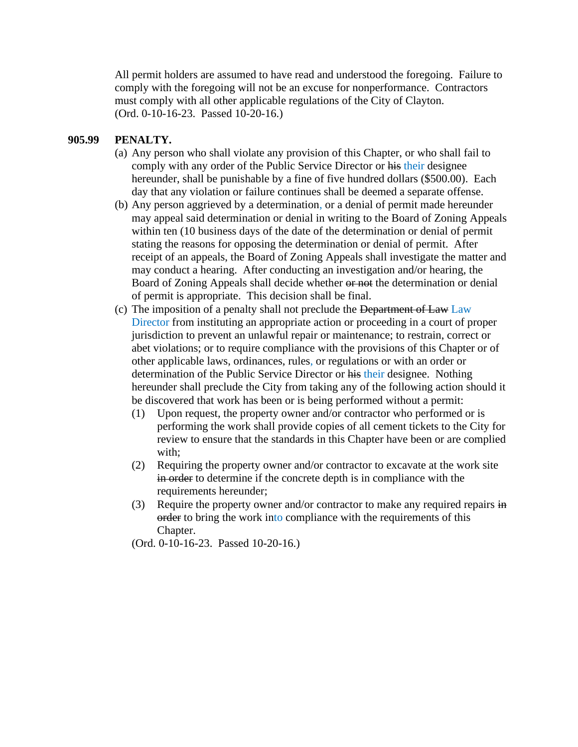All permit holders are assumed to have read and understood the foregoing. Failure to comply with the foregoing will not be an excuse for nonperformance. Contractors must comply with all other applicable regulations of the City of Clayton.
(Ord. 0-10-16-23. Passed 10-20-16.)

**905.99 PENALTY.**

(a) Any person who shall violate any provision of this Chapter, or who shall fail to comply with any order of the Public Service Director or ~~his~~ their designee hereunder, shall be punishable by a fine of five hundred dollars ($500.00). Each day that any violation or failure continues shall be deemed a separate offense.

(b) Any person aggrieved by a determination, or a denial of permit made hereunder may appeal said determination or denial in writing to the Board of Zoning Appeals within ten (10 business days of the date of the determination or denial of permit stating the reasons for opposing the determination or denial of permit. After receipt of an appeals, the Board of Zoning Appeals shall investigate the matter and may conduct a hearing. After conducting an investigation and/or hearing, the Board of Zoning Appeals shall decide whether ~~or not~~ the determination or denial of permit is appropriate. This decision shall be final.

(c) The imposition of a penalty shall not preclude the ~~Department of Law~~ Law Director from instituting an appropriate action or proceeding in a court of proper jurisdiction to prevent an unlawful repair or maintenance; to restrain, correct or abet violations; or to require compliance with the provisions of this Chapter or of other applicable laws, ordinances, rules, or regulations or with an order or determination of the Public Service Director or ~~his~~ their designee. Nothing hereunder shall preclude the City from taking any of the following action should it be discovered that work has been or is being performed without a permit:

(1) Upon request, the property owner and/or contractor who performed or is performing the work shall provide copies of all cement tickets to the City for review to ensure that the standards in this Chapter have been or are complied with;

(2) Requiring the property owner and/or contractor to excavate at the work site ~~in order~~ to determine if the concrete depth is in compliance with the requirements hereunder;

(3) Require the property owner and/or contractor to make any required repairs ~~in order~~ to bring the work into compliance with the requirements of this Chapter.

(Ord. 0-10-16-23. Passed 10-20-16.)